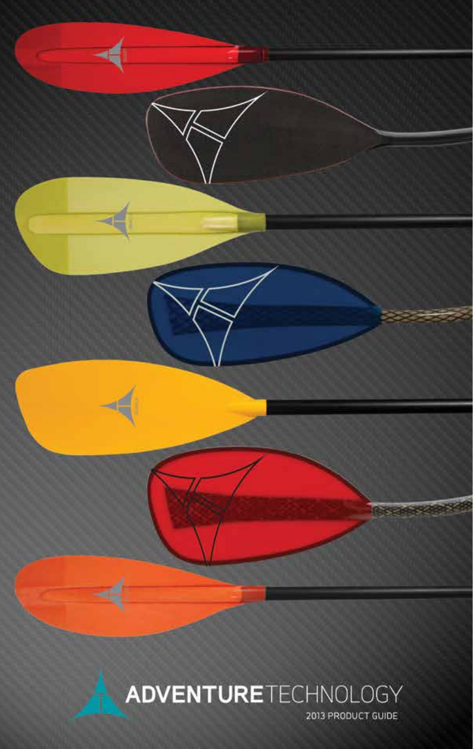# ADVENTURETECHNOLOGY

2013 PRODUCT GUIDE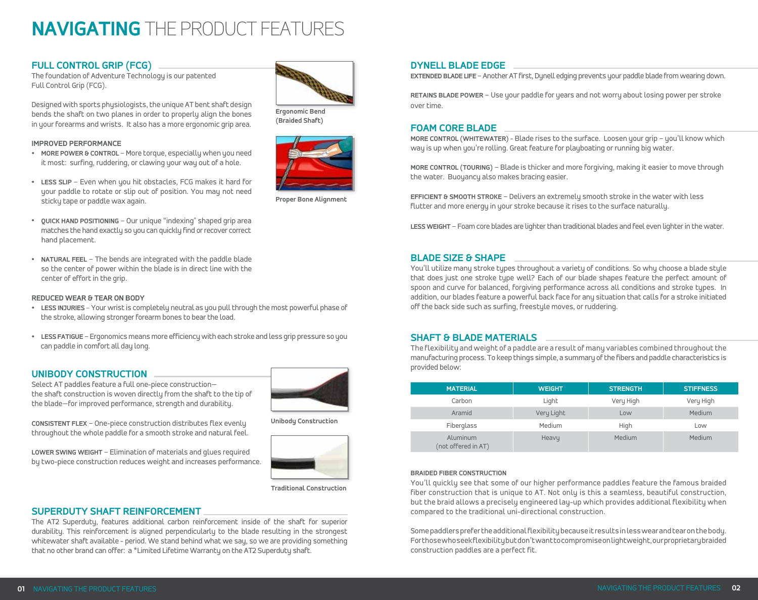# NAVIGATING THE PRODUCT FEATURES

## FULL CONTROL GRIP (FCG)

The foundation of Adventure Technology is our patented Full Control Grip (FCG).

Designed with sports physiologists, the unique AT bent shaft design bends the shaft on two planes in order to properly align the bones in your forearms and wrists. It also has a more ergonomic grip area.

Ergonomic Bend (Braided Shaft)

Proper Bone Alignment

**IMPROVED PERFORMANCE**

- **MORE POWER & CONTROL** – More torque, especially when you need it most: surfing, ruddering, or clawing your way out of a hole.
- **LESS SLIP** – Even when you hit obstacles, FCG makes it hard for your paddle to rotate or slip out of position. You may not need sticky tape or paddle wax again.
- **QUICK HAND POSITIONING** – Our unique "indexing" shaped grip area matches the hand exactly so you can quickly find or recover correct hand placement.
- **NATURAL FEEL** – The bends are integrated with the paddle blade so the center of power within the blade is in direct line with the center of effort in the grip.

**REDUCED WEAR & TEAR ON BODY**

- **LESS INJURIES** – Your wrist is completely neutral as you pull through the most powerful phase of the stroke, allowing stronger forearm bones to bear the load.
- **LESS FATIGUE** – Ergonomics means more efficiency with each stroke and less grip pressure so you can paddle in comfort all day long.

## UNIBODY CONSTRUCTION

Select AT paddles feature a full one-piece construction—the shaft construction is woven directly from the shaft to the tip of the blade—for improved performance, strength and durability.

**CONSISTENT FLEX** – One-piece construction distributes flex evenly throughout the whole paddle for a smooth stroke and natural feel.

**LOWER SWING WEIGHT** – Elimination of materials and glues required by two-piece construction reduces weight and increases performance.

Unibody Construction

Traditional Construction

## SUPERDUTY SHAFT REINFORCEMENT

The AT2 Superduty, features additional carbon reinforcement inside of the shaft for superior durability. This reinforcement is aligned perpendicularly to the blade resulting in the strongest whitewater shaft available - period. We stand behind what we say, so we are providing something that no other brand can offer: a *Limited Lifetime Warranty on the AT2 Superduty shaft.

## DYNELL BLADE EDGE

**EXTENDED BLADE LIFE** – Another AT first, Dynell edging prevents your paddle blade from wearing down.

**RETAINS BLADE POWER** – Use your paddle for years and not worry about losing power per stroke over time.

## FOAM CORE BLADE

**MORE CONTROL (WHITEWATER)** - Blade rises to the surface. Loosen your grip – you'll know which way is up when you're rolling. Great feature for playboating or running big water.

**MORE CONTROL (TOURING)** – Blade is thicker and more forgiving, making it easier to move through the water. Buoyancy also makes bracing easier.

**EFFICIENT & SMOOTH STROKE** – Delivers an extremely smooth stroke in the water with less flutter and more energy in your stroke because it rises to the surface naturally.

**LESS WEIGHT** – Foam core blades are lighter than traditional blades and feel even lighter in the water.

## BLADE SIZE & SHAPE

You'll utilize many stroke types throughout a variety of conditions. So why choose a blade style that does just one stroke type well? Each of our blade shapes feature the perfect amount of spoon and curve for balanced, forgiving performance across all conditions and stroke types. In addition, our blades feature a powerful back face for any situation that calls for a stroke initiated off the back side such as surfing, freestyle moves, or ruddering.

## SHAFT & BLADE MATERIALS

The flexibility and weight of a paddle are a result of many variables combined throughout the manufacturing process. To keep things simple, a summary of the fibers and paddle characteristics is provided below:

| MATERIAL | WEIGHT | STRENGTH | STIFFNESS |
|---|---|---|---|
| Carbon | Light | Very High | Very High |
| Aramid | Very Light | Low | Medium |
| Fiberglass | Medium | High | Low |
| Aluminum (not offered in AT) | Heavy | Medium | Medium |

**BRAIDED FIBER CONSTRUCTION**

You'll quickly see that some of our higher performance paddles feature the famous braided fiber construction that is unique to AT. Not only is this a seamless, beautiful construction, but the braid allows a precisely engineered lay-up which provides additional flexibility when compared to the traditional uni-directional construction.

Some paddlers prefer the additional flexibility because it results in less wear and tear on the body. For those who seek flexibility but don't want to compromise on lightweight, our proprietary braided construction paddles are a perfect fit.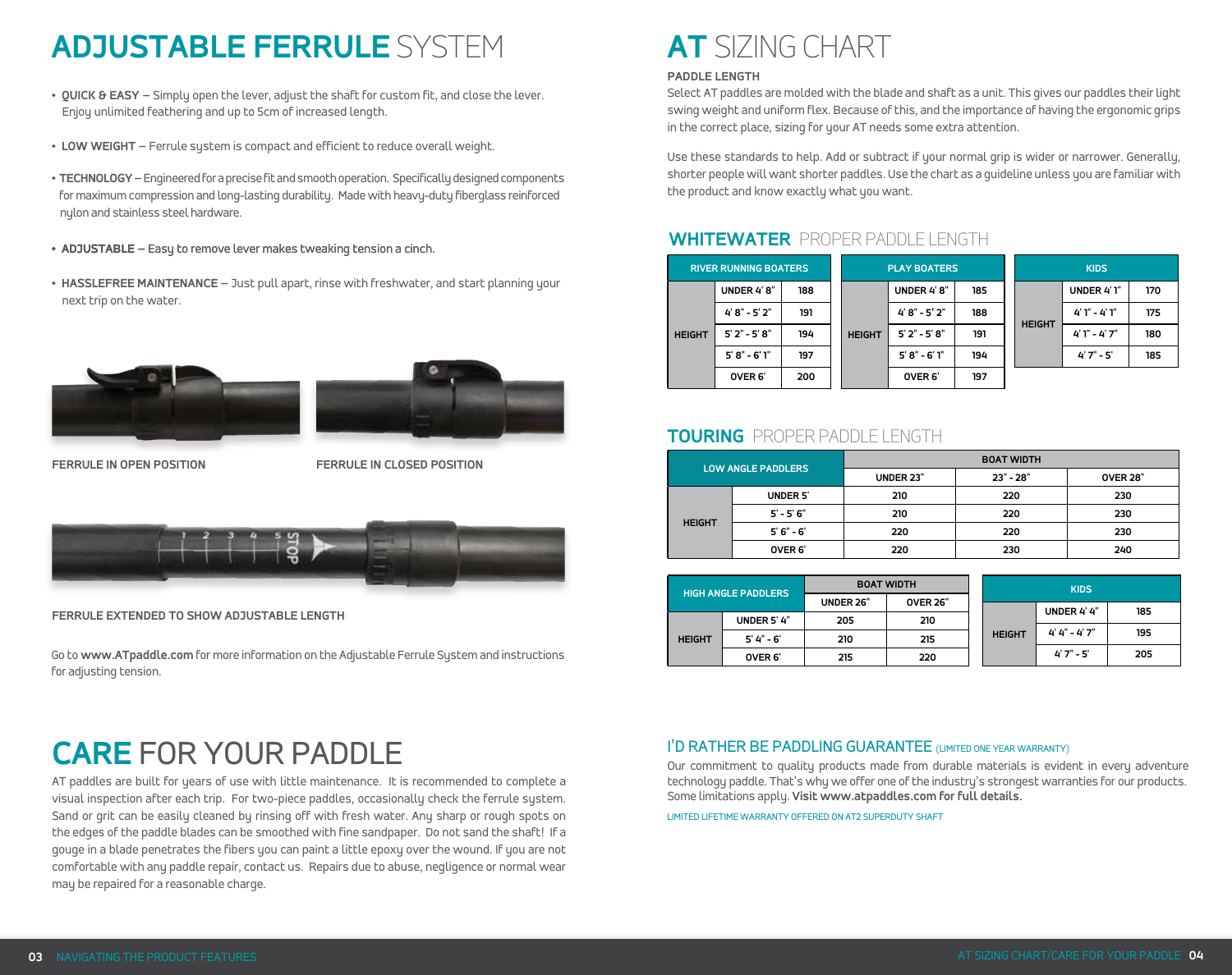# ADJUSTABLE FERRULE SYSTEM

- **QUICK & EASY** – Simply open the lever, adjust the shaft for custom fit, and close the lever. Enjoy unlimited feathering and up to 5cm of increased length.
- **LOW WEIGHT** – Ferrule system is compact and efficient to reduce overall weight.
- **TECHNOLOGY** – Engineered for a precise fit and smooth operation. Specifically designed components for maximum compression and long-lasting durability. Made with heavy-duty fiberglass reinforced nylon and stainless steel hardware.
- **ADJUSTABLE – Easy to remove lever makes tweaking tension a cinch.**
- **HASSLEFREE MAINTENANCE** – Just pull apart, rinse with freshwater, and start planning your next trip on the water.

FERRULE IN OPEN POSITION

FERRULE IN CLOSED POSITION

FERRULE EXTENDED TO SHOW ADJUSTABLE LENGTH

Go to **www.ATpaddle.com** for more information on the Adjustable Ferrule System and instructions for adjusting tension.

# CARE FOR YOUR PADDLE

AT paddles are built for years of use with little maintenance. It is recommended to complete a visual inspection after each trip. For two-piece paddles, occasionally check the ferrule system. Sand or grit can be easily cleaned by rinsing off with fresh water. Any sharp or rough spots on the edges of the paddle blades can be smoothed with fine sandpaper. Do not sand the shaft! If a gouge in a blade penetrates the fibers you can paint a little epoxy over the wound. If you are not comfortable with any paddle repair, contact us. Repairs due to abuse, negligence or normal wear may be repaired for a reasonable charge.

# AT SIZING CHART

**PADDLE LENGTH**

Select AT paddles are molded with the blade and shaft as a unit. This gives our paddles their light swing weight and uniform flex. Because of this, and the importance of having the ergonomic grips in the correct place, sizing for your AT needs some extra attention.

Use these standards to help. Add or subtract if your normal grip is wider or narrower. Generally, shorter people will want shorter paddles. Use the chart as a guideline unless you are familiar with the product and know exactly what you want.

## WHITEWATER PROPER PADDLE LENGTH

| RIVER RUNNING BOATERS | | |
|---|---|---|
| HEIGHT | UNDER 4' 8" | 188 |
| | 4' 8" - 5' 2" | 191 |
| | 5' 2" - 5' 8" | 194 |
| | 5' 8" - 6' 1" | 197 |
| | OVER 6' | 200 |

| PLAY BOATERS | | |
|---|---|---|
| HEIGHT | UNDER 4' 8" | 185 |
| | 4' 8" - 5' 2" | 188 |
| | 5' 2" - 5' 8" | 191 |
| | 5' 8" - 6' 1" | 194 |
| | OVER 6' | 197 |

| KIDS | | |
|---|---|---|
| HEIGHT | UNDER 4' 1" | 170 |
| | 4' 1" - 4' 1" | 175 |
| | 4' 1" - 4' 7" | 180 |
| | 4' 7" - 5' | 185 |

## TOURING PROPER PADDLE LENGTH

| LOW ANGLE PADDLERS | | BOAT WIDTH | | |
|---|---|---|---|---|
| | | UNDER 23" | 23" - 28" | OVER 28" |
| HEIGHT | UNDER 5' | 210 | 220 | 230 |
| | 5' - 5' 6" | 210 | 220 | 230 |
| | 5' 6" - 6' | 220 | 220 | 230 |
| | OVER 6' | 220 | 230 | 240 |

| HIGH ANGLE PADDLERS | | BOAT WIDTH | |
|---|---|---|---|
| | | UNDER 26" | OVER 26" |
| HEIGHT | UNDER 5' 4" | 205 | 210 |
| | 5' 4" - 6' | 210 | 215 |
| | OVER 6' | 215 | 220 |

| KIDS | | |
|---|---|---|
| HEIGHT | UNDER 4' 4" | 185 |
| | 4' 4" - 4' 7" | 195 |
| | 4' 7" - 5' | 205 |

## I'D RATHER BE PADDLING GUARANTEE (LIMITED ONE YEAR WARRANTY)

Our commitment to quality products made from durable materials is evident in every adventure technology paddle. That's why we offer one of the industry's strongest warranties for our products. Some limitations apply. **Visit www.atpaddles.com for full details.**

LIMITED LIFETIME WARRANTY OFFERED ON AT2 SUPERDUTY SHAFT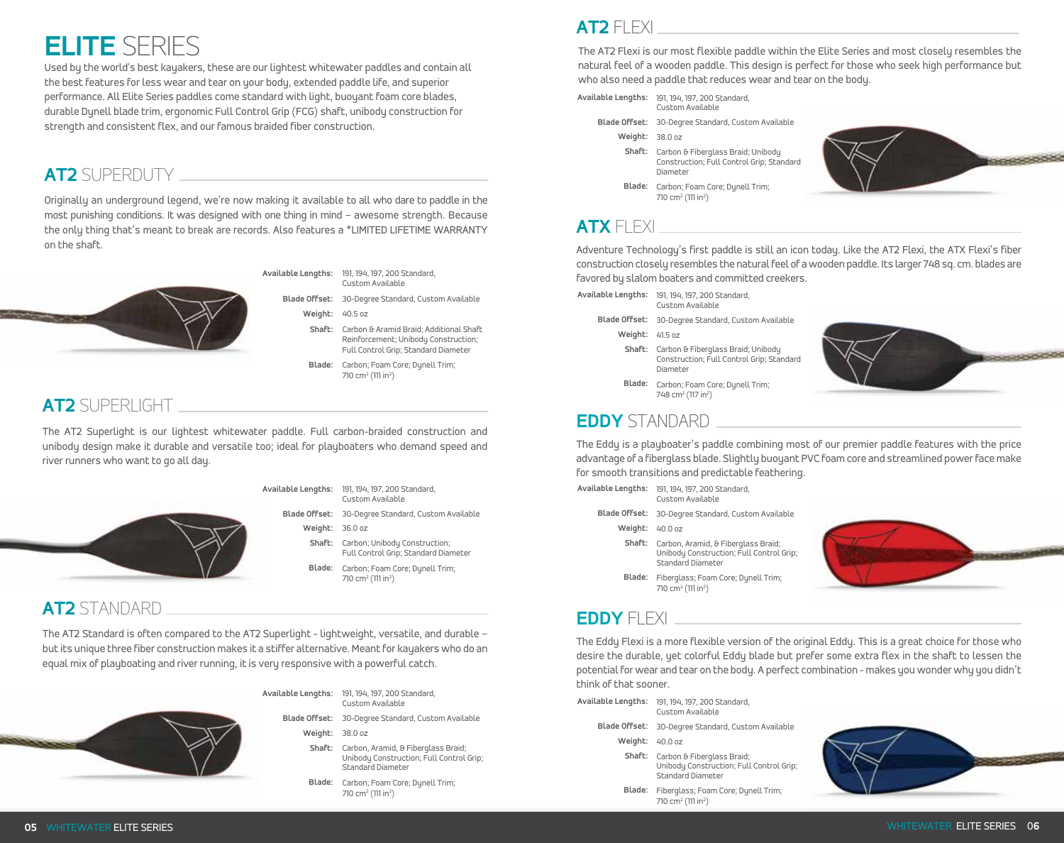# ELITE SERIES

Used by the world's best kayakers, these are our lightest whitewater paddles and contain all the best features for less wear and tear on your body, extended paddle life, and superior performance. All Elite Series paddles come standard with light, buoyant foam core blades, durable Dynell blade trim, ergonomic Full Control Grip (FCG) shaft, unibody construction for strength and consistent flex, and our famous braided fiber construction.

## AT2 SUPERDUTY

Originally an underground legend, we're now making it available to all who dare to paddle in the most punishing conditions. It was designed with one thing in mind – awesome strength. Because the only thing that's meant to break are records. Also features a *LIMITED LIFETIME WARRANTY on the shaft.

**Available Lengths:** 191, 194, 197, 200 Standard, Custom Available

**Blade Offset:** 30-Degree Standard, Custom Available

**Weight:** 40.5 oz

**Shaft:** Carbon & Aramid Braid; Additional Shaft Reinforcement; Unibody Construction; Full Control Grip; Standard Diameter

**Blade:** Carbon; Foam Core; Dynell Trim; 710 cm$^2$ (111 in$^2$)

## AT2 SUPERLIGHT

The AT2 Superlight is our lightest whitewater paddle. Full carbon-braided construction and unibody design make it durable and versatile too; ideal for playboaters who demand speed and river runners who want to go all day.

**Available Lengths:** 191, 194, 197, 200 Standard, Custom Available

**Blade Offset:** 30-Degree Standard, Custom Available

**Weight:** 36.0 oz

**Shaft:** Carbon; Unibody Construction; Full Control Grip; Standard Diameter

**Blade:** Carbon; Foam Core; Dynell Trim; 710 cm$^2$ (111 in$^2$)

## AT2 STANDARD

The AT2 Standard is often compared to the AT2 Superlight - lightweight, versatile, and durable – but its unique three fiber construction makes it a stiffer alternative. Meant for kayakers who do an equal mix of playboating and river running, it is very responsive with a powerful catch.

**Available Lengths:** 191, 194, 197, 200 Standard, Custom Available

**Blade Offset:** 30-Degree Standard, Custom Available

**Weight:** 38.0 oz

**Shaft:** Carbon, Aramid, & Fiberglass Braid; Unibody Construction; Full Control Grip; Standard Diameter

**Blade:** Carbon; Foam Core; Dynell Trim; 710 cm$^2$ (111 in$^2$)

## AT2 FLEXI

The AT2 Flexi is our most flexible paddle within the Elite Series and most closely resembles the natural feel of a wooden paddle. This design is perfect for those who seek high performance but who also need a paddle that reduces wear and tear on the body.

**Available Lengths:** 191, 194, 197, 200 Standard, Custom Available

**Blade Offset:** 30-Degree Standard, Custom Available

**Weight:** 38.0 oz

**Shaft:** Carbon & Fiberglass Braid; Unibody Construction; Full Control Grip; Standard Diameter

**Blade:** Carbon; Foam Core; Dynell Trim; 710 cm$^2$ (111 in$^2$)

## ATX FLEXI

Adventure Technology's first paddle is still an icon today. Like the AT2 Flexi, the ATX Flexi's fiber construction closely resembles the natural feel of a wooden paddle. Its larger 748 sq. cm. blades are favored by slalom boaters and committed creekers.

**Available Lengths:** 191, 194, 197, 200 Standard, Custom Available

**Blade Offset:** 30-Degree Standard, Custom Available

**Weight:** 41.5 oz

**Shaft:** Carbon & Fiberglass Braid; Unibody Construction; Full Control Grip; Standard Diameter

**Blade:** Carbon; Foam Core; Dynell Trim; 748 cm$^2$ (117 in$^2$)

## EDDY STANDARD

The Eddy is a playboater's paddle combining most of our premier paddle features with the price advantage of a fiberglass blade. Slightly buoyant PVC foam core and streamlined power face make for smooth transitions and predictable feathering.

**Available Lengths:** 191, 194, 197, 200 Standard, Custom Available

**Blade Offset:** 30-Degree Standard, Custom Available

**Weight:** 40.0 oz

**Shaft:** Carbon, Aramid, & Fiberglass Braid; Unibody Construction; Full Control Grip; Standard Diameter

**Blade:** Fiberglass; Foam Core; Dynell Trim; 710 cm$^2$ (111 in$^2$)

## EDDY FLEXI

The Eddy Flexi is a more flexible version of the original Eddy. This is a great choice for those who desire the durable, yet colorful Eddy blade but prefer some extra flex in the shaft to lessen the potential for wear and tear on the body. A perfect combination - makes you wonder why you didn't think of that sooner.

**Available Lengths:** 191, 194, 197, 200 Standard, Custom Available

**Blade Offset:** 30-Degree Standard, Custom Available

**Weight:** 40.0 oz

**Shaft:** Carbon & Fiberglass Braid; Unibody Construction; Full Control Grip; Standard Diameter

**Blade:** Fiberglass; Foam Core; Dynell Trim; 710 cm$^2$ (111 in$^2$)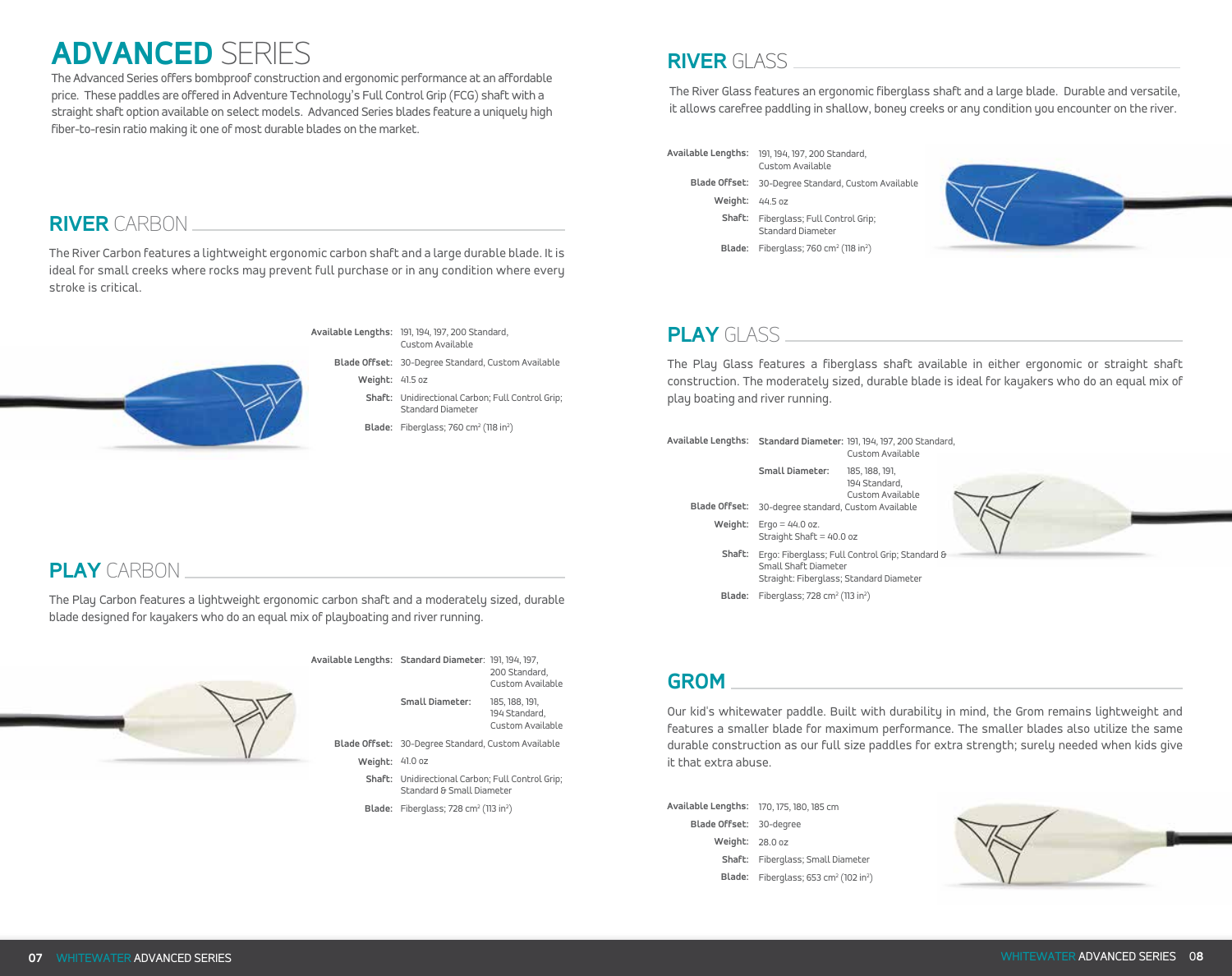# ADVANCED SERIES

The Advanced Series offers bombproof construction and ergonomic performance at an affordable price. These paddles are offered in Adventure Technology's Full Control Grip (FCG) shaft with a straight shaft option available on select models. Advanced Series blades feature a uniquely high fiber-to-resin ratio making it one of most durable blades on the market.

## RIVER CARBON

The River Carbon features a lightweight ergonomic carbon shaft and a large durable blade. It is ideal for small creeks where rocks may prevent full purchase or in any condition where every stroke is critical.

**Available Lengths:** 191, 194, 197, 200 Standard, Custom Available

**Blade Offset:** 30-Degree Standard, Custom Available

**Weight:** 41.5 oz

**Shaft:** Unidirectional Carbon; Full Control Grip; Standard Diameter

**Blade:** Fiberglass; 760 cm$^2$ (118 in$^2$)

## PLAY CARBON

The Play Carbon features a lightweight ergonomic carbon shaft and a moderately sized, durable blade designed for kayakers who do an equal mix of playboating and river running.

**Available Lengths:** **Standard Diameter:** 191, 194, 197, 200 Standard, Custom Available

**Small Diameter:** 185, 188, 191, 194 Standard, Custom Available

**Blade Offset:** 30-Degree Standard, Custom Available

**Weight:** 41.0 oz

**Shaft:** Unidirectional Carbon; Full Control Grip; Standard & Small Diameter

**Blade:** Fiberglass; 728 cm$^2$ (113 in$^2$)

## RIVER GLASS

The River Glass features an ergonomic fiberglass shaft and a large blade. Durable and versatile, it allows carefree paddling in shallow, boney creeks or any condition you encounter on the river.

**Available Lengths:** 191, 194, 197, 200 Standard, Custom Available

**Blade Offset:** 30-Degree Standard, Custom Available

**Weight:** 44.5 oz

**Shaft:** Fiberglass; Full Control Grip; Standard Diameter

**Blade:** Fiberglass; 760 cm$^2$ (118 in$^2$)

## PLAY GLASS

The Play Glass features a fiberglass shaft available in either ergonomic or straight shaft construction. The moderately sized, durable blade is ideal for kayakers who do an equal mix of play boating and river running.

**Available Lengths:** **Standard Diameter:** 191, 194, 197, 200 Standard, Custom Available

**Small Diameter:** 185, 188, 191, 194 Standard, Custom Available

**Blade Offset:** 30-degree standard, Custom Available

**Weight:** Ergo = 44.0 oz. Straight Shaft = 40.0 oz

**Shaft:** Ergo: Fiberglass; Full Control Grip; Standard & Small Shaft Diameter
Straight: Fiberglass; Standard Diameter

**Blade:** Fiberglass; 728 cm$^2$ (113 in$^2$)

## GROM

Our kid's whitewater paddle. Built with durability in mind, the Grom remains lightweight and features a smaller blade for maximum performance. The smaller blades also utilize the same durable construction as our full size paddles for extra strength; surely needed when kids give it that extra abuse.

**Available Lengths:** 170, 175, 180, 185 cm

**Blade Offset:** 30-degree

**Weight:** 28.0 oz

**Shaft:** Fiberglass; Small Diameter

**Blade:** Fiberglass; 653 cm$^2$ (102 in$^2$)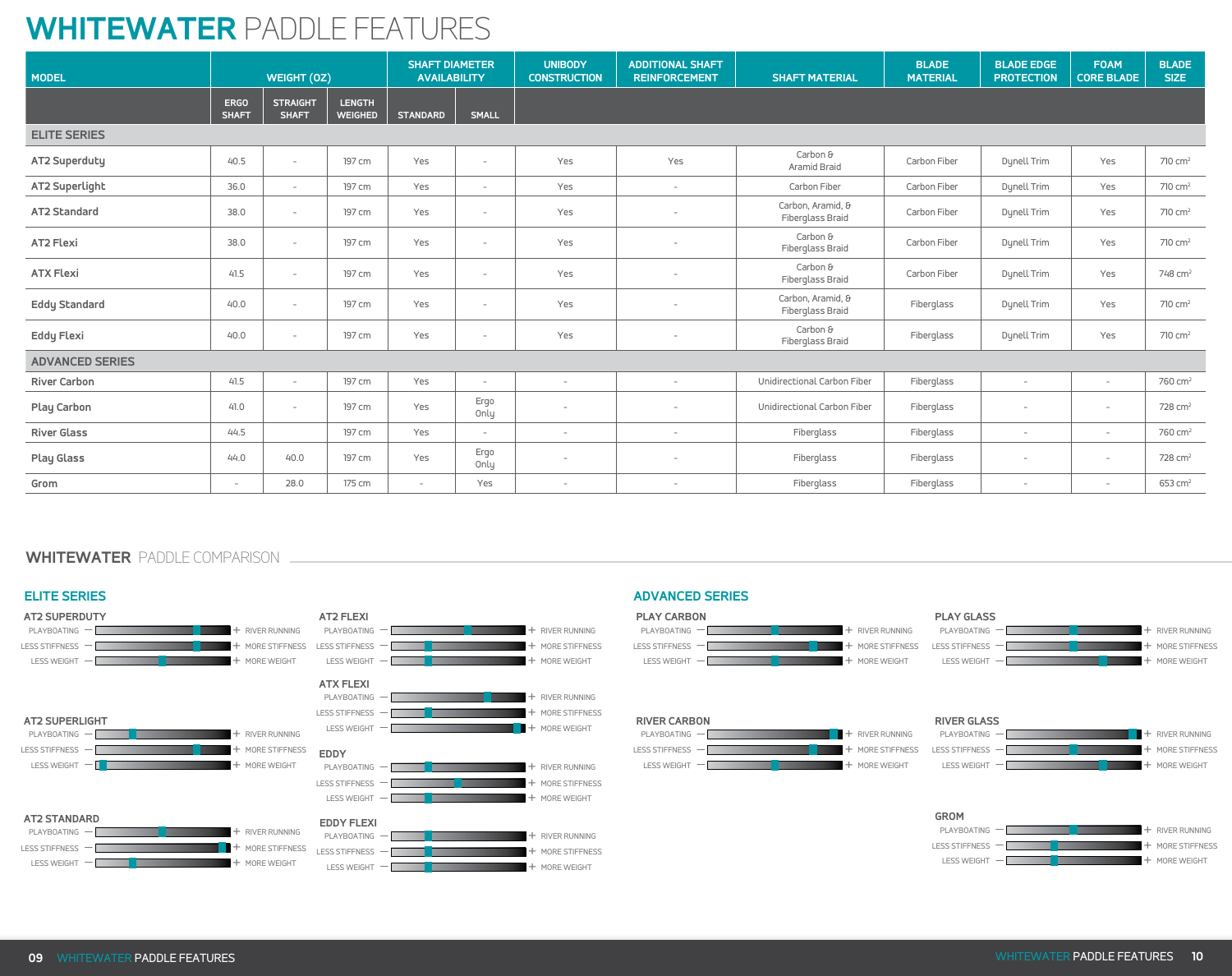# WHITEWATER PADDLE FEATURES

| MODEL | WEIGHT (OZ) | | | SHAFT DIAMETER AVAILABILITY | | UNIBODY CONSTRUCTION | ADDITIONAL SHAFT REINFORCEMENT | SHAFT MATERIAL | BLADE MATERIAL | BLADE EDGE PROTECTION | FOAM CORE BLADE | BLADE SIZE |
|---|---|---|---|---|---|---|---|---|---|---|---|---|
| | ERGO SHAFT | STRAIGHT SHAFT | LENGTH WEIGHED | STANDARD | SMALL | | | | | | | |
| **ELITE SERIES** | | | | | | | | | | | | |
| AT2 Superduty | 40.5 | - | 197 cm | Yes | - | Yes | Yes | Carbon & Aramid Braid | Carbon Fiber | Dynell Trim | Yes | 710 cm² |
| AT2 Superlight | 36.0 | - | 197 cm | Yes | - | Yes | - | Carbon Fiber | Carbon Fiber | Dynell Trim | Yes | 710 cm² |
| AT2 Standard | 38.0 | - | 197 cm | Yes | - | Yes | - | Carbon, Aramid, & Fiberglass Braid | Carbon Fiber | Dynell Trim | Yes | 710 cm² |
| AT2 Flexi | 38.0 | - | 197 cm | Yes | - | Yes | - | Carbon & Fiberglass Braid | Carbon Fiber | Dynell Trim | Yes | 710 cm² |
| ATX Flexi | 41.5 | - | 197 cm | Yes | - | Yes | - | Carbon & Fiberglass Braid | Carbon Fiber | Dynell Trim | Yes | 748 cm² |
| Eddy Standard | 40.0 | - | 197 cm | Yes | - | Yes | - | Carbon, Aramid, & Fiberglass Braid | Fiberglass | Dynell Trim | Yes | 710 cm² |
| Eddy Flexi | 40.0 | - | 197 cm | Yes | - | Yes | - | Carbon & Fiberglass Braid | Fiberglass | Dynell Trim | Yes | 710 cm² |
| **ADVANCED SERIES** | | | | | | | | | | | | |
| River Carbon | 41.5 | - | 197 cm | Yes | - | - | - | Unidirectional Carbon Fiber | Fiberglass | - | - | 760 cm² |
| Play Carbon | 41.0 | - | 197 cm | Yes | Ergo Only | - | - | Unidirectional Carbon Fiber | Fiberglass | - | - | 728 cm² |
| River Glass | 44.5 | | 197 cm | Yes | - | - | - | Fiberglass | Fiberglass | - | - | 760 cm² |
| Play Glass | 44.0 | 40.0 | 197 cm | Yes | Ergo Only | - | - | Fiberglass | Fiberglass | - | - | 728 cm² |
| Grom | - | 28.0 | 175 cm | - | Yes | - | - | Fiberglass | Fiberglass | - | - | 653 cm² |

## WHITEWATER PADDLE COMPARISON

### ELITE SERIES

**AT2 SUPERDUTY**
- PLAYBOATING — + RIVER RUNNING
- LESS STIFFNESS — + MORE STIFFNESS
- LESS WEIGHT — + MORE WEIGHT

**AT2 SUPERLIGHT**
- PLAYBOATING — + RIVER RUNNING
- LESS STIFFNESS — + MORE STIFFNESS
- LESS WEIGHT — + MORE WEIGHT

**AT2 STANDARD**
- PLAYBOATING — + RIVER RUNNING
- LESS STIFFNESS — + MORE STIFFNESS
- LESS WEIGHT — + MORE WEIGHT

**AT2 FLEXI**
- PLAYBOATING — + RIVER RUNNING
- LESS STIFFNESS — + MORE STIFFNESS
- LESS WEIGHT — + MORE WEIGHT

**ATX FLEXI**
- PLAYBOATING — + RIVER RUNNING
- LESS STIFFNESS — + MORE STIFFNESS
- LESS WEIGHT — + MORE WEIGHT

**EDDY**
- PLAYBOATING — + RIVER RUNNING
- LESS STIFFNESS — + MORE STIFFNESS
- LESS WEIGHT — + MORE WEIGHT

**EDDY FLEXI**
- PLAYBOATING — + RIVER RUNNING
- LESS STIFFNESS — + MORE STIFFNESS
- LESS WEIGHT — + MORE WEIGHT

### ADVANCED SERIES

**PLAY CARBON**
- PLAYBOATING — + RIVER RUNNING
- LESS STIFFNESS — + MORE STIFFNESS
- LESS WEIGHT — + MORE WEIGHT

**RIVER CARBON**
- PLAYBOATING — + RIVER RUNNING
- LESS STIFFNESS — + MORE STIFFNESS
- LESS WEIGHT — + MORE WEIGHT

**PLAY GLASS**
- PLAYBOATING — + RIVER RUNNING
- LESS STIFFNESS — + MORE STIFFNESS
- LESS WEIGHT — + MORE WEIGHT

**RIVER GLASS**
- PLAYBOATING — + RIVER RUNNING
- LESS STIFFNESS — + MORE STIFFNESS
- LESS WEIGHT — + MORE WEIGHT

**GROM**
- PLAYBOATING — + RIVER RUNNING
- LESS STIFFNESS — + MORE STIFFNESS
- LESS WEIGHT — + MORE WEIGHT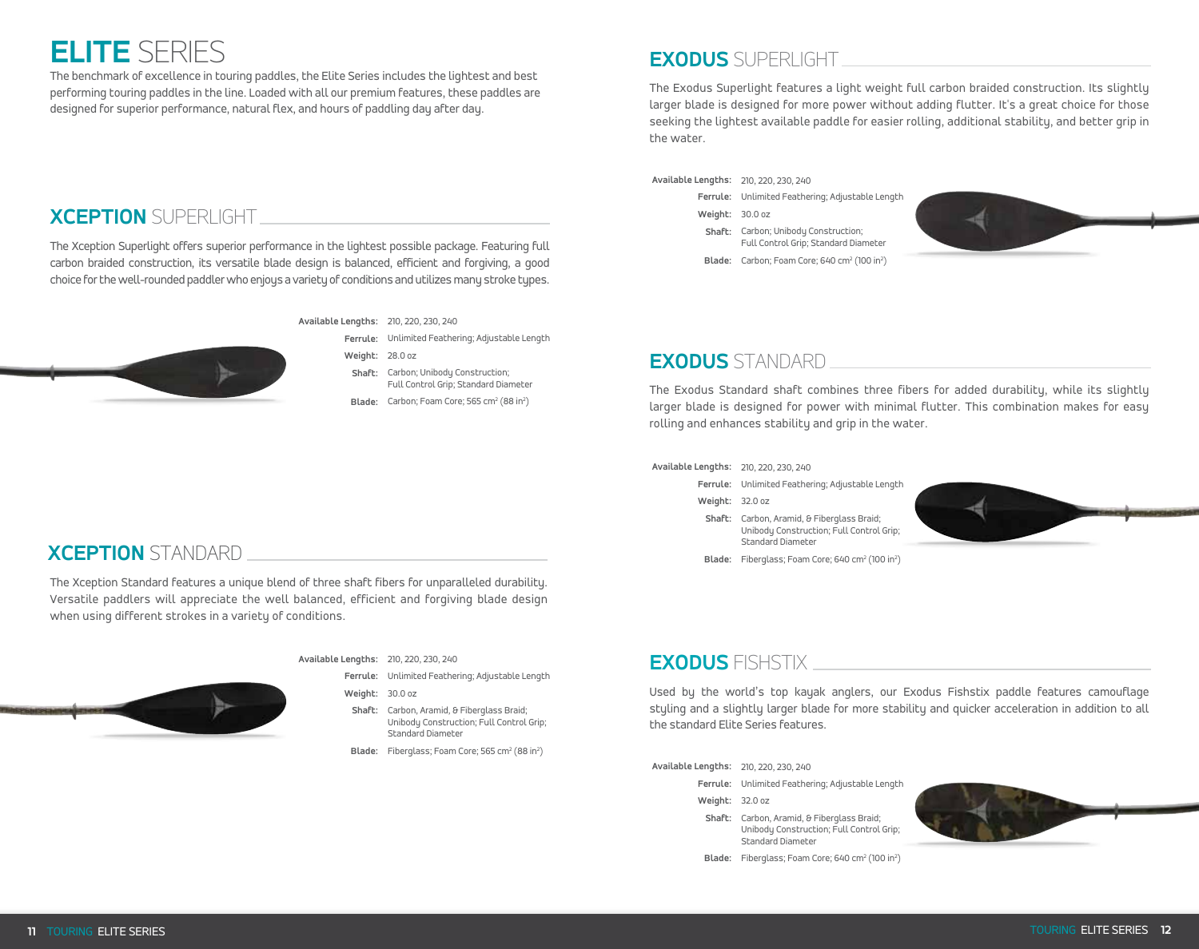# ELITE SERIES

The benchmark of excellence in touring paddles, the Elite Series includes the lightest and best performing touring paddles in the line. Loaded with all our premium features, these paddles are designed for superior performance, natural flex, and hours of paddling day after day.

## XCEPTION SUPERLIGHT

The Xception Superlight offers superior performance in the lightest possible package. Featuring full carbon braided construction, its versatile blade design is balanced, efficient and forgiving, a good choice for the well-rounded paddler who enjoys a variety of conditions and utilizes many stroke types.

**Available Lengths:** 210, 220, 230, 240
**Ferrule:** Unlimited Feathering; Adjustable Length
**Weight:** 28.0 oz
**Shaft:** Carbon; Unibody Construction; Full Control Grip; Standard Diameter
**Blade:** Carbon; Foam Core; 565 cm² (88 in²)

## XCEPTION STANDARD

The Xception Standard features a unique blend of three shaft fibers for unparalleled durability. Versatile paddlers will appreciate the well balanced, efficient and forgiving blade design when using different strokes in a variety of conditions.

**Available Lengths:** 210, 220, 230, 240
**Ferrule:** Unlimited Feathering; Adjustable Length
**Weight:** 30.0 oz
**Shaft:** Carbon, Aramid, & Fiberglass Braid; Unibody Construction; Full Control Grip; Standard Diameter
**Blade:** Fiberglass; Foam Core; 565 cm² (88 in²)

## EXODUS SUPERLIGHT

The Exodus Superlight features a light weight full carbon braided construction. Its slightly larger blade is designed for more power without adding flutter. It's a great choice for those seeking the lightest available paddle for easier rolling, additional stability, and better grip in the water.

**Available Lengths:** 210, 220, 230, 240
**Ferrule:** Unlimited Feathering; Adjustable Length
**Weight:** 30.0 oz
**Shaft:** Carbon; Unibody Construction; Full Control Grip; Standard Diameter
**Blade:** Carbon; Foam Core; 640 cm² (100 in²)

## EXODUS STANDARD

The Exodus Standard shaft combines three fibers for added durability, while its slightly larger blade is designed for power with minimal flutter. This combination makes for easy rolling and enhances stability and grip in the water.

**Available Lengths:** 210, 220, 230, 240
**Ferrule:** Unlimited Feathering; Adjustable Length
**Weight:** 32.0 oz
**Shaft:** Carbon, Aramid, & Fiberglass Braid; Unibody Construction; Full Control Grip; Standard Diameter
**Blade:** Fiberglass; Foam Core; 640 cm² (100 in²)

## EXODUS FISHSTIX

Used by the world's top kayak anglers, our Exodus Fishstix paddle features camouflage styling and a slightly larger blade for more stability and quicker acceleration in addition to all the standard Elite Series features.

**Available Lengths:** 210, 220, 230, 240
**Ferrule:** Unlimited Feathering; Adjustable Length
**Weight:** 32.0 oz
**Shaft:** Carbon, Aramid, & Fiberglass Braid; Unibody Construction; Full Control Grip; Standard Diameter
**Blade:** Fiberglass; Foam Core; 640 cm² (100 in²)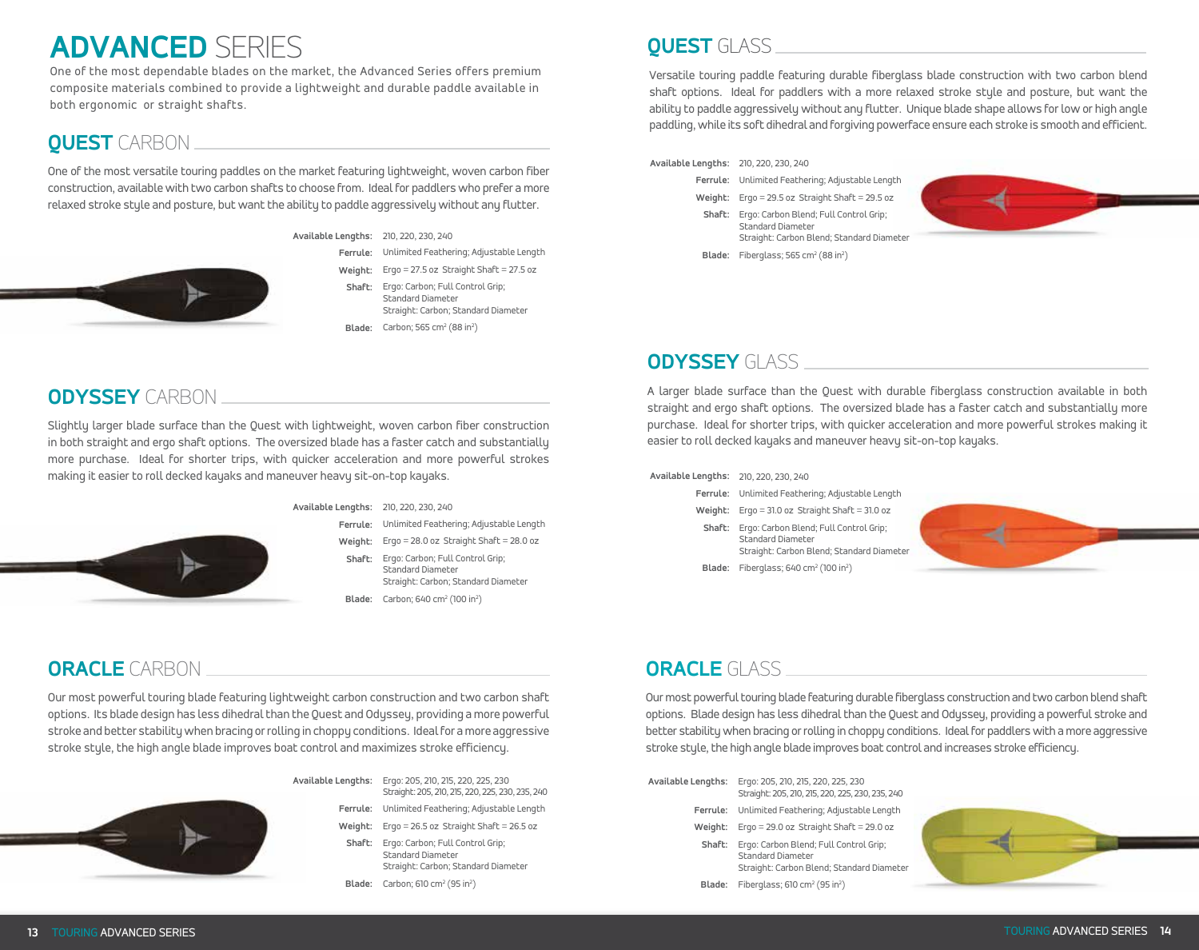# ADVANCED SERIES

One of the most dependable blades on the market, the Advanced Series offers premium composite materials combined to provide a lightweight and durable paddle available in both ergonomic or straight shafts.

## QUEST CARBON

One of the most versatile touring paddles on the market featuring lightweight, woven carbon fiber construction, available with two carbon shafts to choose from. Ideal for paddlers who prefer a more relaxed stroke style and posture, but want the ability to paddle aggressively without any flutter.

**Available Lengths:** 210, 220, 230, 240

**Ferrule:** Unlimited Feathering; Adjustable Length

**Weight:** Ergo = 27.5 oz Straight Shaft = 27.5 oz

**Shaft:** Ergo: Carbon; Full Control Grip; Standard Diameter
Straight: Carbon; Standard Diameter

**Blade:** Carbon; 565 cm² (88 in²)

## ODYSSEY CARBON

Slightly larger blade surface than the Quest with lightweight, woven carbon fiber construction in both straight and ergo shaft options. The oversized blade has a faster catch and substantially more purchase. Ideal for shorter trips, with quicker acceleration and more powerful strokes making it easier to roll decked kayaks and maneuver heavy sit-on-top kayaks.

**Available Lengths:** 210, 220, 230, 240

**Ferrule:** Unlimited Feathering; Adjustable Length

**Weight:** Ergo = 28.0 oz Straight Shaft = 28.0 oz

**Shaft:** Ergo: Carbon; Full Control Grip; Standard Diameter
Straight: Carbon; Standard Diameter

**Blade:** Carbon; 640 cm² (100 in²)

## ORACLE CARBON

Our most powerful touring blade featuring lightweight carbon construction and two carbon shaft options. Its blade design has less dihedral than the Quest and Odyssey, providing a more powerful stroke and better stability when bracing or rolling in choppy conditions. Ideal for a more aggressive stroke style, the high angle blade improves boat control and maximizes stroke efficiency.

**Available Lengths:** Ergo: 205, 210, 215, 220, 225, 230
Straight: 205, 210, 215, 220, 225, 230, 235, 240

**Ferrule:** Unlimited Feathering; Adjustable Length

**Weight:** Ergo = 26.5 oz Straight Shaft = 26.5 oz

**Shaft:** Ergo: Carbon; Full Control Grip; Standard Diameter
Straight: Carbon; Standard Diameter

**Blade:** Carbon; 610 cm² (95 in²)

## QUEST GLASS

Versatile touring paddle featuring durable fiberglass blade construction with two carbon blend shaft options. Ideal for paddlers with a more relaxed stroke style and posture, but want the ability to paddle aggressively without any flutter. Unique blade shape allows for low or high angle paddling, while its soft dihedral and forgiving powerface ensure each stroke is smooth and efficient.

**Available Lengths:** 210, 220, 230, 240

**Ferrule:** Unlimited Feathering; Adjustable Length

**Weight:** Ergo = 29.5 oz Straight Shaft = 29.5 oz

**Shaft:** Ergo: Carbon Blend; Full Control Grip; Standard Diameter
Straight: Carbon Blend; Standard Diameter

**Blade:** Fiberglass; 565 cm² (88 in²)

## ODYSSEY GLASS

A larger blade surface than the Quest with durable fiberglass construction available in both straight and ergo shaft options. The oversized blade has a faster catch and substantially more purchase. Ideal for shorter trips, with quicker acceleration and more powerful strokes making it easier to roll decked kayaks and maneuver heavy sit-on-top kayaks.

**Available Lengths:** 210, 220, 230, 240

**Ferrule:** Unlimited Feathering; Adjustable Length

**Weight:** Ergo = 31.0 oz Straight Shaft = 31.0 oz

**Shaft:** Ergo: Carbon Blend; Full Control Grip; Standard Diameter
Straight: Carbon Blend; Standard Diameter

**Blade:** Fiberglass; 640 cm² (100 in²)

## ORACLE GLASS

Our most powerful touring blade featuring durable fiberglass construction and two carbon blend shaft options. Blade design has less dihedral than the Quest and Odyssey, providing a powerful stroke and better stability when bracing or rolling in choppy conditions. Ideal for paddlers with a more aggressive stroke style, the high angle blade improves boat control and increases stroke efficiency.

**Available Lengths:** Ergo: 205, 210, 215, 220, 225, 230
Straight: 205, 210, 215, 220, 225, 230, 235, 240

**Ferrule:** Unlimited Feathering; Adjustable Length

**Weight:** Ergo = 29.0 oz Straight Shaft = 29.0 oz

**Shaft:** Ergo: Carbon Blend; Full Control Grip; Standard Diameter
Straight: Carbon Blend; Standard Diameter

**Blade:** Fiberglass; 610 cm² (95 in²)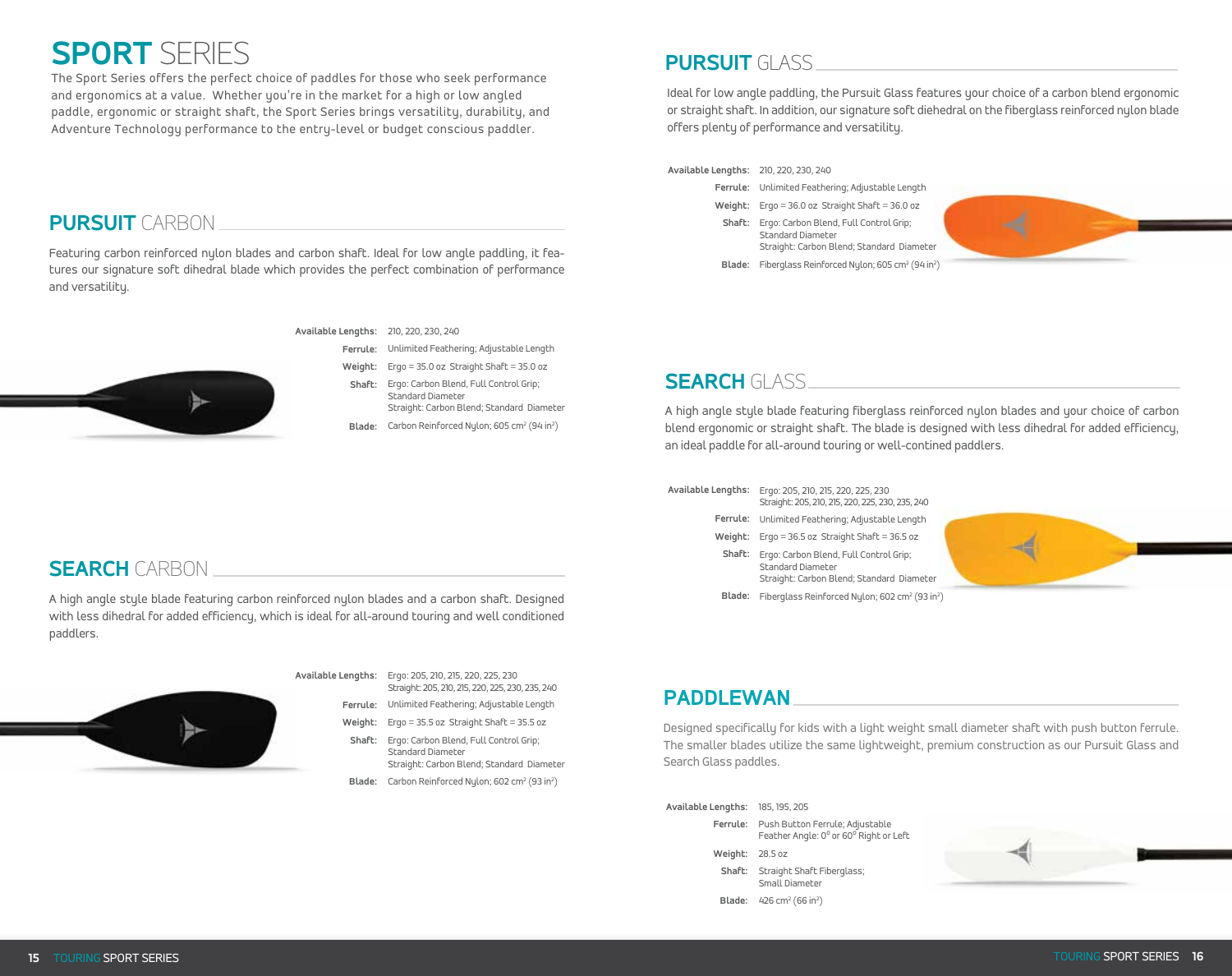# SPORT SERIES

The Sport Series offers the perfect choice of paddles for those who seek performance and ergonomics at a value. Whether you're in the market for a high or low angled paddle, ergonomic or straight shaft, the Sport Series brings versatility, durability, and Adventure Technology performance to the entry-level or budget conscious paddler.

## PURSUIT CARBON

Featuring carbon reinforced nylon blades and carbon shaft. Ideal for low angle paddling, it features our signature soft dihedral blade which provides the perfect combination of performance and versatility.

**Available Lengths:** 210, 220, 230, 240

**Ferrule:** Unlimited Feathering; Adjustable Length

**Weight:** Ergo = 35.0 oz Straight Shaft = 35.0 oz

**Shaft:** Ergo: Carbon Blend, Full Control Grip; Standard Diameter
Straight: Carbon Blend; Standard Diameter

**Blade:** Carbon Reinforced Nylon; 605 cm² (94 in²)

## SEARCH CARBON

A high angle style blade featuring carbon reinforced nylon blades and a carbon shaft. Designed with less dihedral for added efficiency, which is ideal for all-around touring and well conditioned paddlers.

**Available Lengths:** Ergo: 205, 210, 215, 220, 225, 230
Straight: 205, 210, 215, 220, 225, 230, 235, 240

**Ferrule:** Unlimited Feathering; Adjustable Length

**Weight:** Ergo = 35.5 oz Straight Shaft = 35.5 oz

**Shaft:** Ergo: Carbon Blend, Full Control Grip; Standard Diameter
Straight: Carbon Blend; Standard Diameter

**Blade:** Carbon Reinforced Nylon; 602 cm² (93 in²)

## PURSUIT GLASS

Ideal for low angle paddling, the Pursuit Glass features your choice of a carbon blend ergonomic or straight shaft. In addition, our signature soft diehedral on the fiberglass reinforced nylon blade offers plenty of performance and versatility.

**Available Lengths:** 210, 220, 230, 240

**Ferrule:** Unlimited Feathering; Adjustable Length

**Weight:** Ergo = 36.0 oz Straight Shaft = 36.0 oz

**Shaft:** Ergo: Carbon Blend, Full Control Grip; Standard Diameter
Straight: Carbon Blend; Standard Diameter

**Blade:** Fiberglass Reinforced Nylon; 605 cm² (94 in²)

## SEARCH GLASS

A high angle style blade featuring fiberglass reinforced nylon blades and your choice of carbon blend ergonomic or straight shaft. The blade is designed with less dihedral for added efficiency, an ideal paddle for all-around touring or well-contined paddlers.

**Available Lengths:** Ergo: 205, 210, 215, 220, 225, 230
Straight: 205, 210, 215, 220, 225, 230, 235, 240

**Ferrule:** Unlimited Feathering; Adjustable Length

**Weight:** Ergo = 36.5 oz Straight Shaft = 36.5 oz

**Shaft:** Ergo: Carbon Blend, Full Control Grip; Standard Diameter
Straight: Carbon Blend; Standard Diameter

**Blade:** Fiberglass Reinforced Nylon; 602 cm² (93 in²)

## PADDLEWAN

Designed specifically for kids with a light weight small diameter shaft with push button ferrule. The smaller blades utilize the same lightweight, premium construction as our Pursuit Glass and Search Glass paddles.

**Available Lengths:** 185, 195, 205

**Ferrule:** Push Button Ferrule; Adjustable Feather Angle: 0° or 60° Right or Left

**Weight:** 28.5 oz

**Shaft:** Straight Shaft Fiberglass; Small Diameter

**Blade:** 426 cm² (66 in²)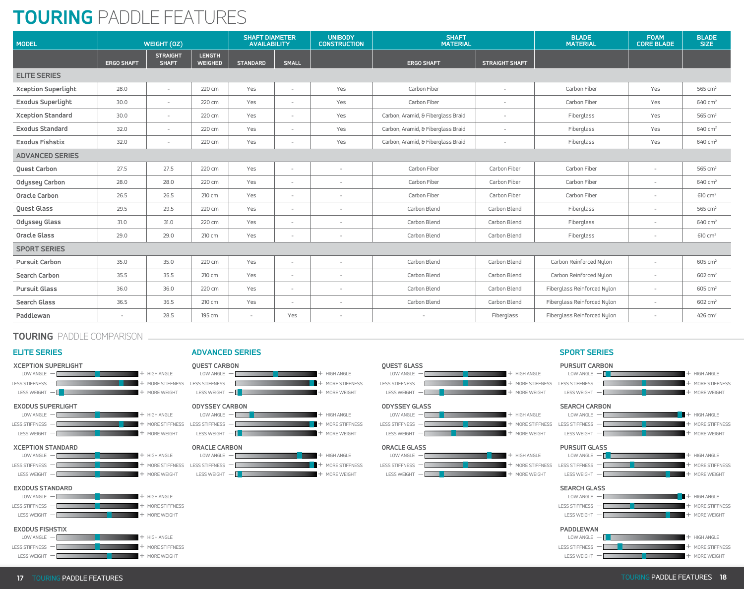# TOURING PADDLE FEATURES

| MODEL | WEIGHT (OZ) | | | SHAFT DIAMETER AVAILABILITY | | UNIBODY CONSTRUCTION | SHAFT MATERIAL | | BLADE MATERIAL | FOAM CORE BLADE | BLADE SIZE |
|---|---|---|---|---|---|---|---|---|---|---|---|
| | ERGO SHAFT | STRAIGHT SHAFT | LENGTH WEIGHED | STANDARD | SMALL | | ERGO SHAFT | STRAIGHT SHAFT | | | |
| **ELITE SERIES** | | | | | | | | | | | |
| Xception Superlight | 28.0 | - | 220 cm | Yes | - | Yes | Carbon Fiber | - | Carbon Fiber | Yes | 565 cm² |
| Exodus Superlight | 30.0 | - | 220 cm | Yes | - | Yes | Carbon Fiber | - | Carbon Fiber | Yes | 640 cm² |
| Xception Standard | 30.0 | - | 220 cm | Yes | - | Yes | Carbon, Aramid, & Fiberglass Braid | - | Fiberglass | Yes | 565 cm² |
| Exodus Standard | 32.0 | - | 220 cm | Yes | - | Yes | Carbon, Aramid, & Fiberglass Braid | - | Fiberglass | Yes | 640 cm² |
| Exodus Fishstix | 32.0 | - | 220 cm | Yes | - | Yes | Carbon, Aramid, & Fiberglass Braid | - | Fiberglass | Yes | 640 cm² |
| **ADVANCED SERIES** | | | | | | | | | | | |
| Quest Carbon | 27.5 | 27.5 | 220 cm | Yes | - | - | Carbon Fiber | Carbon Fiber | Carbon Fiber | - | 565 cm² |
| Odyssey Carbon | 28.0 | 28.0 | 220 cm | Yes | - | - | Carbon Fiber | Carbon Fiber | Carbon Fiber | - | 640 cm² |
| Oracle Carbon | 26.5 | 26.5 | 210 cm | Yes | - | - | Carbon Fiber | Carbon Fiber | Carbon Fiber | - | 610 cm² |
| Quest Glass | 29.5 | 29.5 | 220 cm | Yes | - | - | Carbon Blend | Carbon Blend | Fiberglass | - | 565 cm² |
| Odyssey Glass | 31.0 | 31.0 | 220 cm | Yes | - | - | Carbon Blend | Carbon Blend | Fiberglass | - | 640 cm² |
| Oracle Glass | 29.0 | 29.0 | 210 cm | Yes | - | - | Carbon Blend | Carbon Blend | Fiberglass | - | 610 cm² |
| **SPORT SERIES** | | | | | | | | | | | |
| Pursuit Carbon | 35.0 | 35.0 | 220 cm | Yes | - | - | Carbon Blend | Carbon Blend | Carbon Reinforced Nylon | - | 605 cm² |
| Search Carbon | 35.5 | 35.5 | 210 cm | Yes | - | - | Carbon Blend | Carbon Blend | Carbon Reinforced Nylon | - | 602 cm² |
| Pursuit Glass | 36.0 | 36.0 | 220 cm | Yes | - | - | Carbon Blend | Carbon Blend | Fiberglass Reinforced Nylon | - | 605 cm² |
| Search Glass | 36.5 | 36.5 | 210 cm | Yes | - | - | Carbon Blend | Carbon Blend | Fiberglass Reinforced Nylon | - | 602 cm² |
| Paddlewan | - | 28.5 | 195 cm | - | Yes | - | - | Fiberglass | Fiberglass Reinforced Nylon | - | 426 cm² |

## TOURING PADDLE COMPARISON

### ELITE SERIES

**XCEPTION SUPERLIGHT**
LOW ANGLE — + HIGH ANGLE
LESS STIFFNESS — + MORE STIFFNESS
LESS WEIGHT — + MORE WEIGHT

**EXODUS SUPERLIGHT**
LOW ANGLE — + HIGH ANGLE
LESS STIFFNESS — + MORE STIFFNESS
LESS WEIGHT — + MORE WEIGHT

**XCEPTION STANDARD**
LOW ANGLE — + HIGH ANGLE
LESS STIFFNESS — + MORE STIFFNESS
LESS WEIGHT — + MORE WEIGHT

**EXODUS STANDARD**
LOW ANGLE — + HIGH ANGLE
LESS STIFFNESS — + MORE STIFFNESS
LESS WEIGHT — + MORE WEIGHT

**EXODUS FISHSTIX**
LOW ANGLE — + HIGH ANGLE
LESS STIFFNESS — + MORE STIFFNESS
LESS WEIGHT — + MORE WEIGHT

### ADVANCED SERIES

**QUEST CARBON**
LOW ANGLE — + HIGH ANGLE
LESS STIFFNESS — + MORE STIFFNESS
LESS WEIGHT — + MORE WEIGHT

**ODYSSEY CARBON**
LOW ANGLE — + HIGH ANGLE
LESS STIFFNESS — + MORE STIFFNESS
LESS WEIGHT — + MORE WEIGHT

**ORACLE CARBON**
LOW ANGLE — + HIGH ANGLE
LESS STIFFNESS — + MORE STIFFNESS
LESS WEIGHT — + MORE WEIGHT

**QUEST GLASS**
LOW ANGLE — + HIGH ANGLE
LESS STIFFNESS — + MORE STIFFNESS
LESS WEIGHT — + MORE WEIGHT

**ODYSSEY GLASS**
LOW ANGLE — + HIGH ANGLE
LESS STIFFNESS — + MORE STIFFNESS
LESS WEIGHT — + MORE WEIGHT

**ORACLE GLASS**
LOW ANGLE — + HIGH ANGLE
LESS STIFFNESS — + MORE STIFFNESS
LESS WEIGHT — + MORE WEIGHT

### SPORT SERIES

**PURSUIT CARBON**
LOW ANGLE — + HIGH ANGLE
LESS STIFFNESS — + MORE STIFFNESS
LESS WEIGHT — + MORE WEIGHT

**SEARCH CARBON**
LOW ANGLE — + HIGH ANGLE
LESS STIFFNESS — + MORE STIFFNESS
LESS WEIGHT — + MORE WEIGHT

**PURSUIT GLASS**
LOW ANGLE — + HIGH ANGLE
LESS STIFFNESS — + MORE STIFFNESS
LESS WEIGHT — + MORE WEIGHT

**SEARCH GLASS**
LOW ANGLE — + HIGH ANGLE
LESS STIFFNESS — + MORE STIFFNESS
LESS WEIGHT — + MORE WEIGHT

**PADDLEWAN**
LOW ANGLE — + HIGH ANGLE
LESS STIFFNESS — + MORE STIFFNESS
LESS WEIGHT — + MORE WEIGHT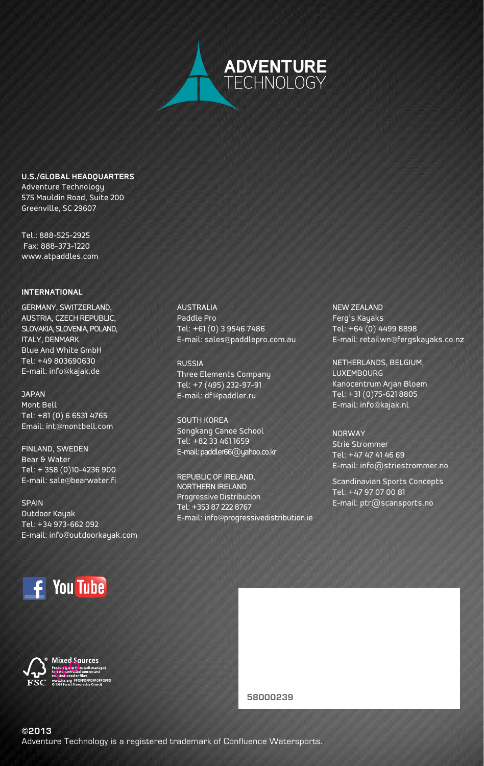ADVENTURE TECHNOLOGY

**U.S./GLOBAL HEADQUARTERS**
Adventure Technology
575 Mauldin Road, Suite 200
Greenville, SC 29607

Tel.: 888-525-2925
Fax: 888-373-1220
www.atpaddles.com

**INTERNATIONAL**

GERMANY, SWITZERLAND, AUSTRIA, CZECH REPUBLIC, SLOVAKIA, SLOVENIA, POLAND, ITALY, DENMARK
Blue And White GmbH
Tel: +49 803690630
E-mail: info@kajak.de

JAPAN
Mont Bell
Tel: +81 (0) 6 6531 4765
Email: int@montbell.com

FINLAND, SWEDEN
Bear & Water
Tel: + 358 (0)10-4236 900
E-mail: sale@bearwater.fi

SPAIN
Outdoor Kayak
Tel: +34 973-662 092
E-mail: info@outdoorkayak.com

AUSTRALIA
Paddle Pro
Tel: +61 (0) 3 9546 7486
E-mail: sales@paddlepro.com.au

RUSSIA
Three Elements Company
Tel: +7 (495) 232-97-91
E-mail: df@paddler.ru

SOUTH KOREA
Songkang Canoe School
Tel: +82 33 461 1659
E-mail: paddler66@yahoo.co.kr

REPUBLIC OF IRELAND, NORTHERN IRELAND
Progressive Distribution
Tel: +353 87 222 8767
E-mail: info@progressivedistribution.ie

NEW ZEALAND
Ferg's Kayaks
Tel: +64 (0) 4499 8898
E-mail: retailwn@fergskayaks.co.nz

NETHERLANDS, BELGIUM, LUXEMBOURG
Kanocentrum Arjan Bloem
Tel: +31 (0)75-621 8805
E-mail: info@kajak.nl

NORWAY
Strie Strommer
Tel: +47 47 41 46 69
E-mail: info@striestrommer.no

Scandinavian Sports Concepts
Tel: +47 97 07 00 81
E-mail: ptr@scansports.no

Mixed Sources
Product group from well-managed forests, controlled sources and recycled wood or fiber
www.fsc.org FPOFPOFPOFPOFPO
© 1996 Forest Stewardship Council

58000239

**©2013**
Adventure Technology is a registered trademark of Confluence Watersports.